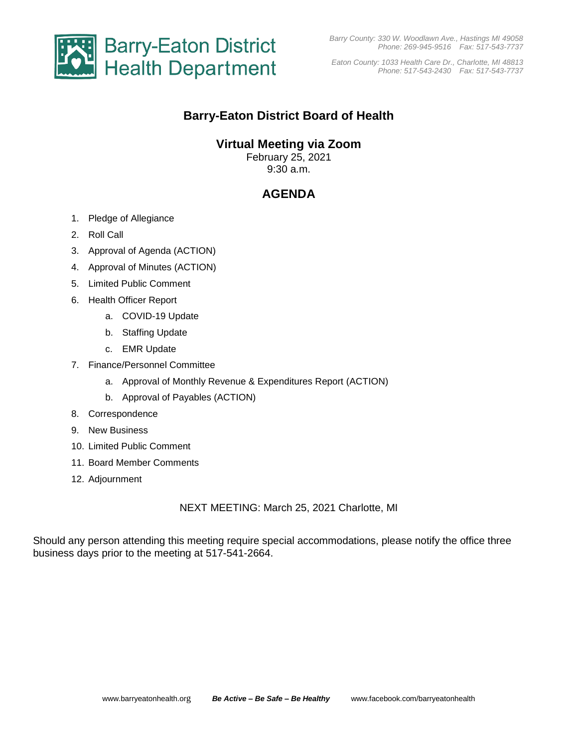Barry-Eaton District Health Department

*Barry County: 330 W. Woodlawn Ave., Hastings MI 49058*
*Phone: 269-945-9516 Fax: 517-543-7737*

*Eaton County: 1033 Health Care Dr., Charlotte, MI 48813*
*Phone: 517-543-2430 Fax: 517-543-7737*

## Barry-Eaton District Board of Health

### Virtual Meeting via Zoom

February 25, 2021
9:30 a.m.

## AGENDA

1. Pledge of Allegiance
2. Roll Call
3. Approval of Agenda (ACTION)
4. Approval of Minutes (ACTION)
5. Limited Public Comment
6. Health Officer Report
   a. COVID-19 Update
   b. Staffing Update
   c. EMR Update
7. Finance/Personnel Committee
   a. Approval of Monthly Revenue & Expenditures Report (ACTION)
   b. Approval of Payables (ACTION)
8. Correspondence
9. New Business
10. Limited Public Comment
11. Board Member Comments
12. Adjournment

NEXT MEETING: March 25, 2021 Charlotte, MI

Should any person attending this meeting require special accommodations, please notify the office three business days prior to the meeting at 517-541-2664.

www.barryeatonhealth.org ***Be Active – Be Safe – Be Healthy*** www.facebook.com/barryeatonhealth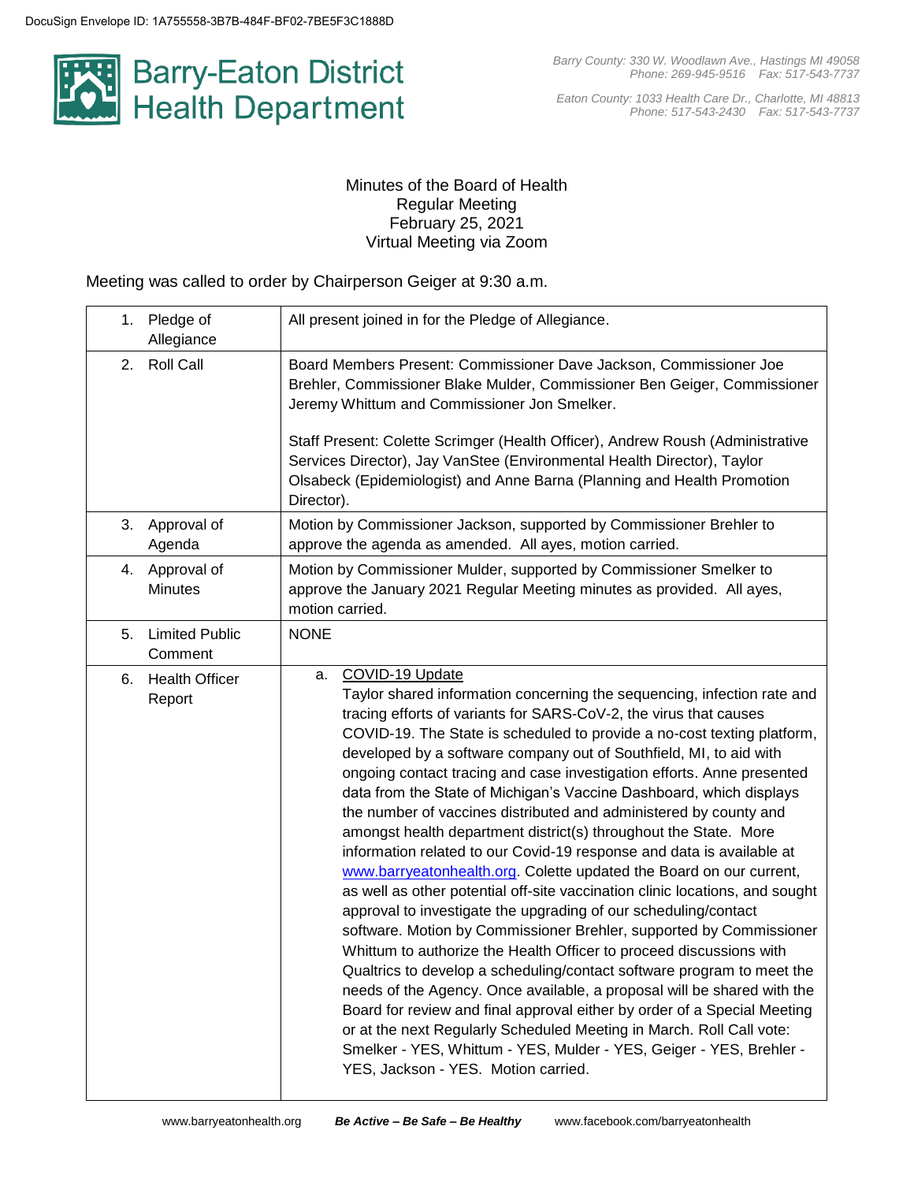DocuSign Envelope ID: 1A755558-3B7B-484F-BF02-7BE5F3C1888D

# Barry-Eaton District Health Department

*Barry County: 330 W. Woodlawn Ave., Hastings MI 49058*
*Phone: 269-945-9516 Fax: 517-543-7737*

*Eaton County: 1033 Health Care Dr., Charlotte, MI 48813*
*Phone: 517-543-2430 Fax: 517-543-7737*

Minutes of the Board of Health
Regular Meeting
February 25, 2021
Virtual Meeting via Zoom

Meeting was called to order by Chairperson Geiger at 9:30 a.m.

| | |
|---|---|
| 1. Pledge of Allegiance | All present joined in for the Pledge of Allegiance. |
| 2. Roll Call | Board Members Present: Commissioner Dave Jackson, Commissioner Joe Brehler, Commissioner Blake Mulder, Commissioner Ben Geiger, Commissioner Jeremy Whittum and Commissioner Jon Smelker.<br><br>Staff Present: Colette Scrimger (Health Officer), Andrew Roush (Administrative Services Director), Jay VanStee (Environmental Health Director), Taylor Olsabeck (Epidemiologist) and Anne Barna (Planning and Health Promotion Director). |
| 3. Approval of Agenda | Motion by Commissioner Jackson, supported by Commissioner Brehler to approve the agenda as amended. All ayes, motion carried. |
| 4. Approval of Minutes | Motion by Commissioner Mulder, supported by Commissioner Smelker to approve the January 2021 Regular Meeting minutes as provided. All ayes, motion carried. |
| 5. Limited Public Comment | NONE |
| 6. Health Officer Report | a. COVID-19 Update<br>Taylor shared information concerning the sequencing, infection rate and tracing efforts of variants for SARS-CoV-2, the virus that causes COVID-19. The State is scheduled to provide a no-cost texting platform, developed by a software company out of Southfield, MI, to aid with ongoing contact tracing and case investigation efforts. Anne presented data from the State of Michigan's Vaccine Dashboard, which displays the number of vaccines distributed and administered by county and amongst health department district(s) throughout the State. More information related to our Covid-19 response and data is available at www.barryeatonhealth.org. Colette updated the Board on our current, as well as other potential off-site vaccination clinic locations, and sought approval to investigate the upgrading of our scheduling/contact software. Motion by Commissioner Brehler, supported by Commissioner Whittum to authorize the Health Officer to proceed discussions with Qualtrics to develop a scheduling/contact software program to meet the needs of the Agency. Once available, a proposal will be shared with the Board for review and final approval either by order of a Special Meeting or at the next Regularly Scheduled Meeting in March. Roll Call vote: Smelker - YES, Whittum - YES, Mulder - YES, Geiger - YES, Brehler - YES, Jackson - YES. Motion carried. |

www.barryeatonhealth.org ***Be Active – Be Safe – Be Healthy*** www.facebook.com/barryeatonhealth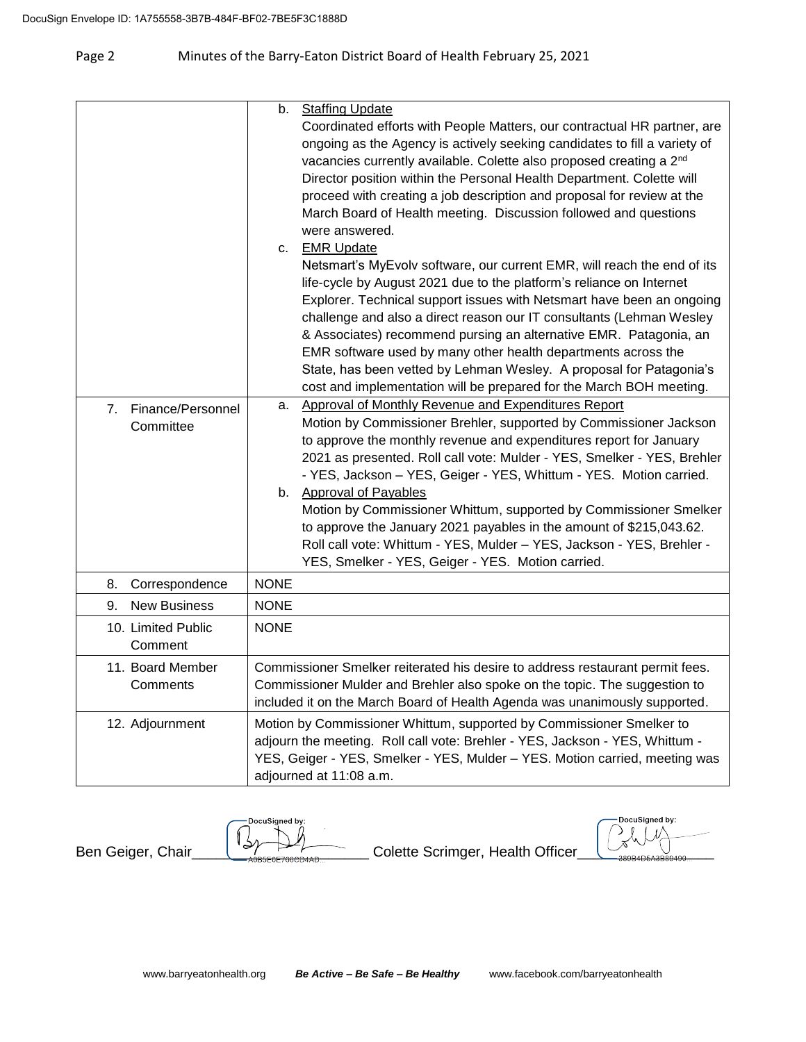| | |
|---|---|
| | b. <u>Staffing Update</u><br>Coordinated efforts with People Matters, our contractual HR partner, are ongoing as the Agency is actively seeking candidates to fill a variety of vacancies currently available. Colette also proposed creating a 2nd Director position within the Personal Health Department. Colette will proceed with creating a job description and proposal for review at the March Board of Health meeting. Discussion followed and questions were answered.<br>c. <u>EMR Update</u><br>Netsmart's MyEvolv software, our current EMR, will reach the end of its life-cycle by August 2021 due to the platform's reliance on Internet Explorer. Technical support issues with Netsmart have been an ongoing challenge and also a direct reason our IT consultants (Lehman Wesley & Associates) recommend pursing an alternative EMR. Patagonia, an EMR software used by many other health departments across the State, has been vetted by Lehman Wesley. A proposal for Patagonia's cost and implementation will be prepared for the March BOH meeting. |
| 7. Finance/Personnel Committee | a. <u>Approval of Monthly Revenue and Expenditures Report</u><br>Motion by Commissioner Brehler, supported by Commissioner Jackson to approve the monthly revenue and expenditures report for January 2021 as presented. Roll call vote: Mulder - YES, Smelker - YES, Brehler - YES, Jackson – YES, Geiger - YES, Whittum - YES. Motion carried.<br>b. <u>Approval of Payables</u><br>Motion by Commissioner Whittum, supported by Commissioner Smelker to approve the January 2021 payables in the amount of $215,043.62. Roll call vote: Whittum - YES, Mulder – YES, Jackson - YES, Brehler - YES, Smelker - YES, Geiger - YES. Motion carried. |
| 8. Correspondence | NONE |
| 9. New Business | NONE |
| 10. Limited Public Comment | NONE |
| 11. Board Member Comments | Commissioner Smelker reiterated his desire to address restaurant permit fees. Commissioner Mulder and Brehler also spoke on the topic. The suggestion to included it on the March Board of Health Agenda was unanimously supported. |
| 12. Adjournment | Motion by Commissioner Whittum, supported by Commissioner Smelker to adjourn the meeting. Roll call vote: Brehler - YES, Jackson - YES, Whittum - YES, Geiger - YES, Smelker - YES, Mulder – YES. Motion carried, meeting was adjourned at 11:08 a.m. |

Ben Geiger, Chair__________________ Colette Scrimger, Health Officer__________________